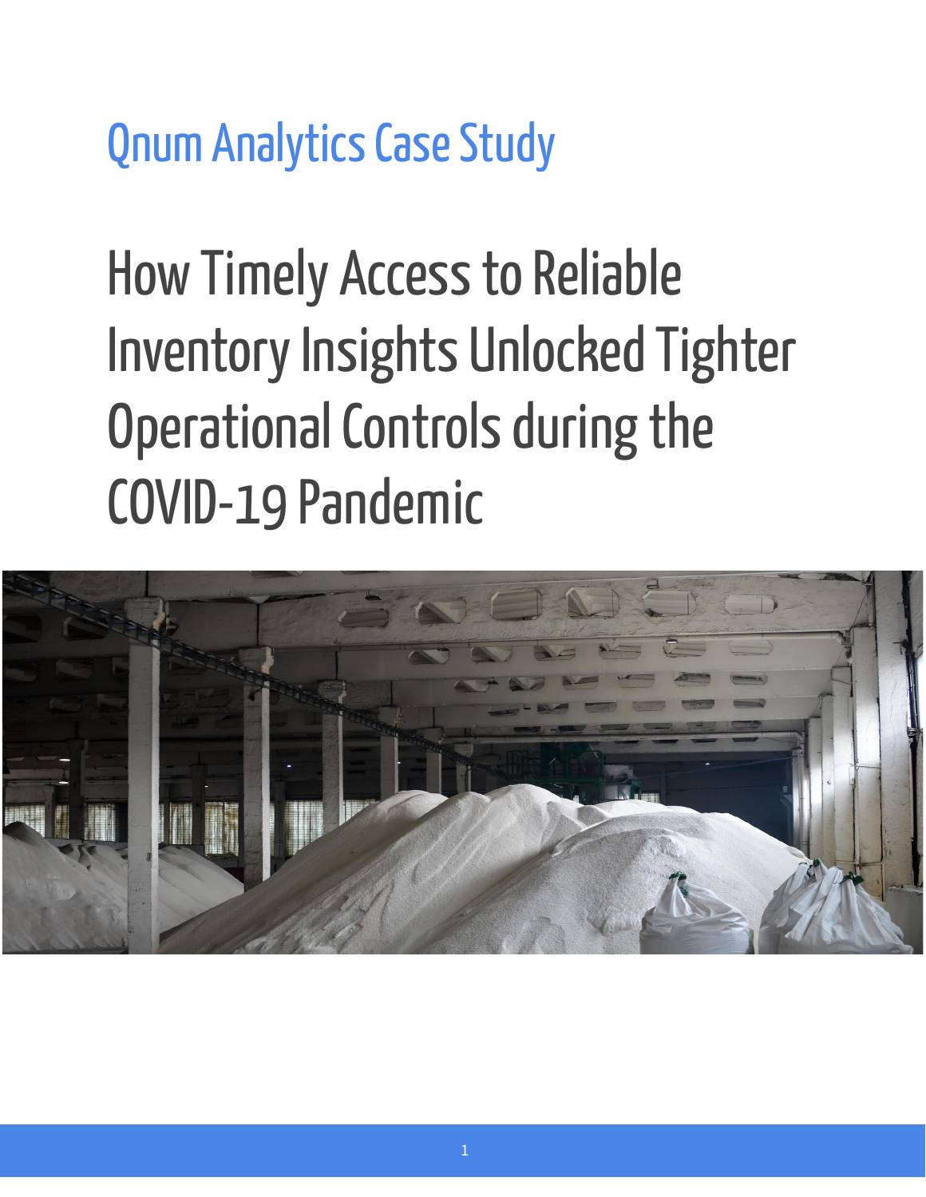Qnum Analytics Case Study

# How Timely Access to Reliable Inventory Insights Unlocked Tighter Operational Controls during the COVID-19 Pandemic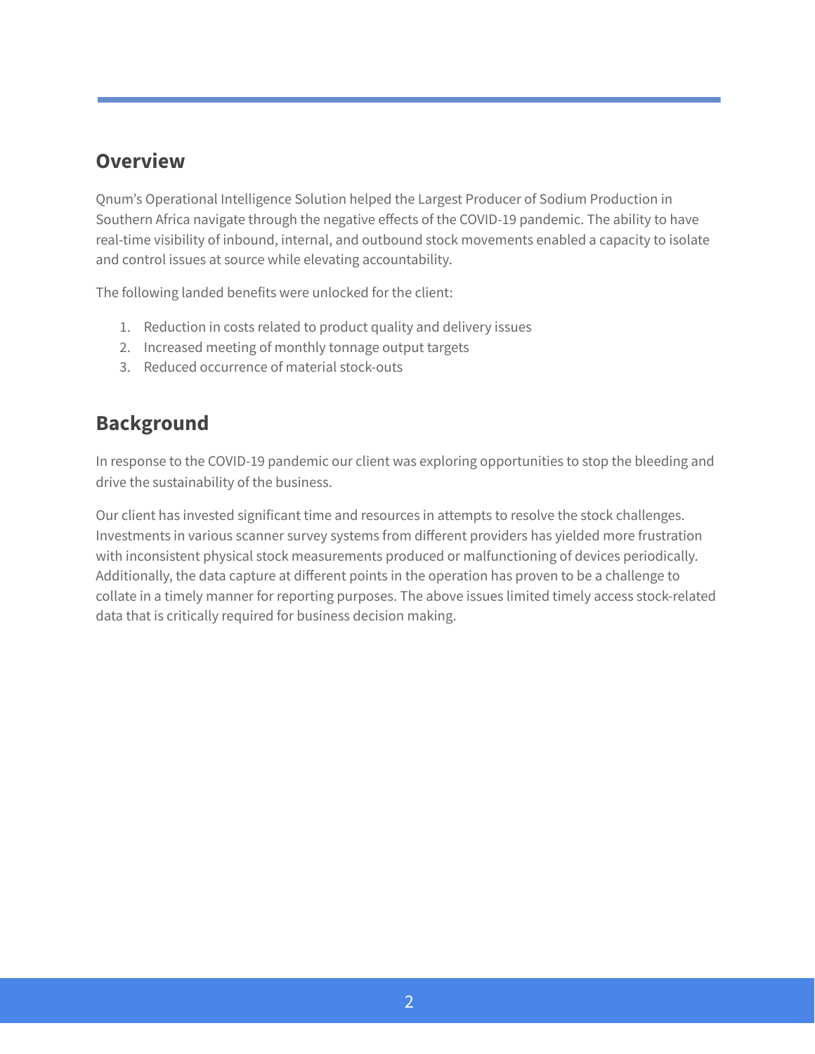## Overview

Qnum's Operational Intelligence Solution helped the Largest Producer of Sodium Production in Southern Africa navigate through the negative effects of the COVID-19 pandemic. The ability to have real-time visibility of inbound, internal, and outbound stock movements enabled a capacity to isolate and control issues at source while elevating accountability.

The following landed benefits were unlocked for the client:

1. Reduction in costs related to product quality and delivery issues
2. Increased meeting of monthly tonnage output targets
3. Reduced occurrence of material stock-outs

## Background

In response to the COVID-19 pandemic our client was exploring opportunities to stop the bleeding and drive the sustainability of the business.

Our client has invested significant time and resources in attempts to resolve the stock challenges. Investments in various scanner survey systems from different providers has yielded more frustration with inconsistent physical stock measurements produced or malfunctioning of devices periodically. Additionally, the data capture at different points in the operation has proven to be a challenge to collate in a timely manner for reporting purposes. The above issues limited timely access stock-related data that is critically required for business decision making.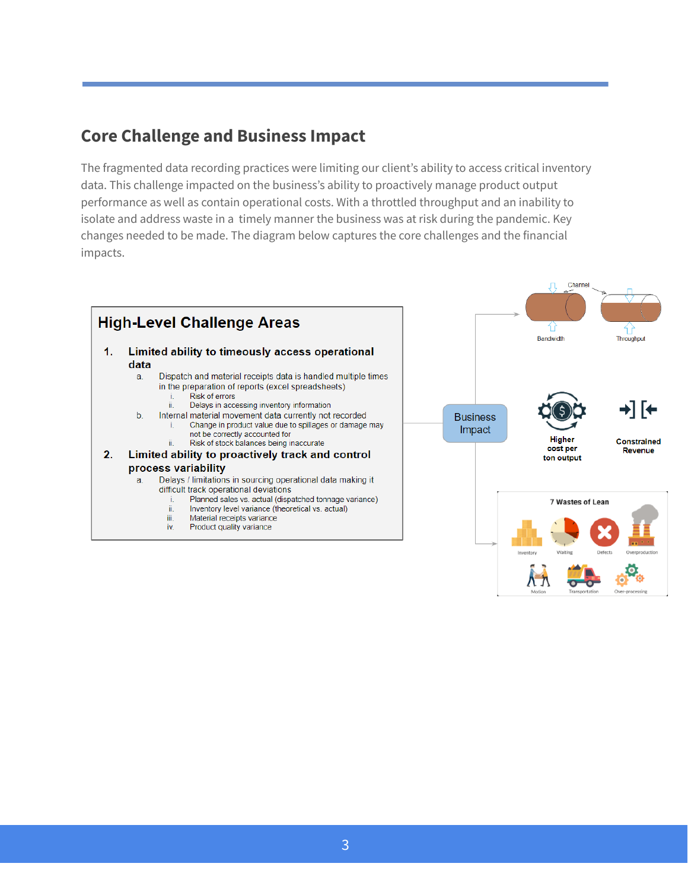## Core Challenge and Business Impact

The fragmented data recording practices were limiting our client's ability to access critical inventory data. This challenge impacted on the business's ability to proactively manage product output performance as well as contain operational costs. With a throttled throughput and an inability to isolate and address waste in a  timely manner the business was at risk during the pandemic. Key changes needed to be made. The diagram below captures the core challenges and the financial impacts.

### High-Level Challenge Areas

1. **Limited ability to timeously access operational data**
   a. Dispatch and material receipts data is handled multiple times in the preparation of reports (excel spreadsheets)
      i. Risk of errors
      ii. Delays in accessing inventory information
   b. Internal material movement data currently not recorded
      i. Change in product value due to spillages or damage may not be correctly accounted for
      ii. Risk of stock balances being inaccurate
2. **Limited ability to proactively track and control process variability**
   a. Delays / limitations in sourcing operational data making it difficult track operational deviations
      i. Planned sales vs. actual (dispatched tonnage variance)
      ii. Inventory level variance (theoretical vs. actual)
      iii. Material receipts variance
      iv. Product quality variance

Business Impact

Channel | Bandwidth | Throughput

Higher cost per ton output

Constrained Revenue

7 Wastes of Lean: Inventory, Waiting, Defects, Overproduction, Motion, Transportation, Over-processing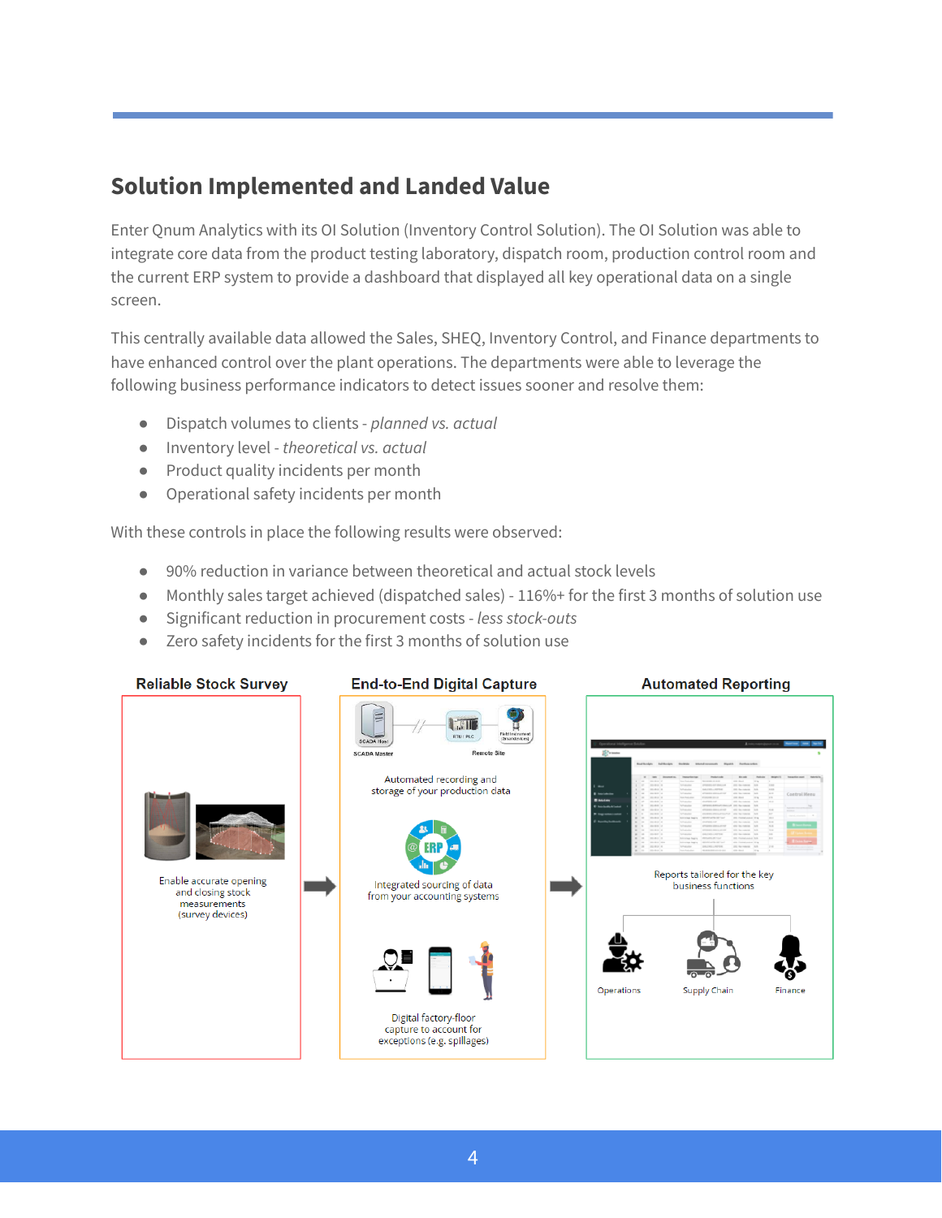## Solution Implemented and Landed Value

Enter Qnum Analytics with its OI Solution (Inventory Control Solution). The OI Solution was able to integrate core data from the product testing laboratory, dispatch room, production control room and the current ERP system to provide a dashboard that displayed all key operational data on a single screen.

This centrally available data allowed the Sales, SHEQ, Inventory Control, and Finance departments to have enhanced control over the plant operations. The departments were able to leverage the following business performance indicators to detect issues sooner and resolve them:

- Dispatch volumes to clients - *planned vs. actual*
- Inventory level - *theoretical vs. actual*
- Product quality incidents per month
- Operational safety incidents per month

With these controls in place the following results were observed:

- 90% reduction in variance between theoretical and actual stock levels
- Monthly sales target achieved (dispatched sales) - 116%+ for the first 3 months of solution use
- Significant reduction in procurement costs - *less stock-outs*
- Zero safety incidents for the first 3 months of solution use

**Reliable Stock Survey**

Enable accurate opening and closing stock measurements (survey devices)

**End-to-End Digital Capture**

SCADA Master

Remote Site

Automated recording and storage of your production data

Integrated sourcing of data from your accounting systems

Digital factory-floor capture to account for exceptions (e.g. spillages)

**Automated Reporting**

Reports tailored for the key business functions

Operations

Supply Chain

Finance